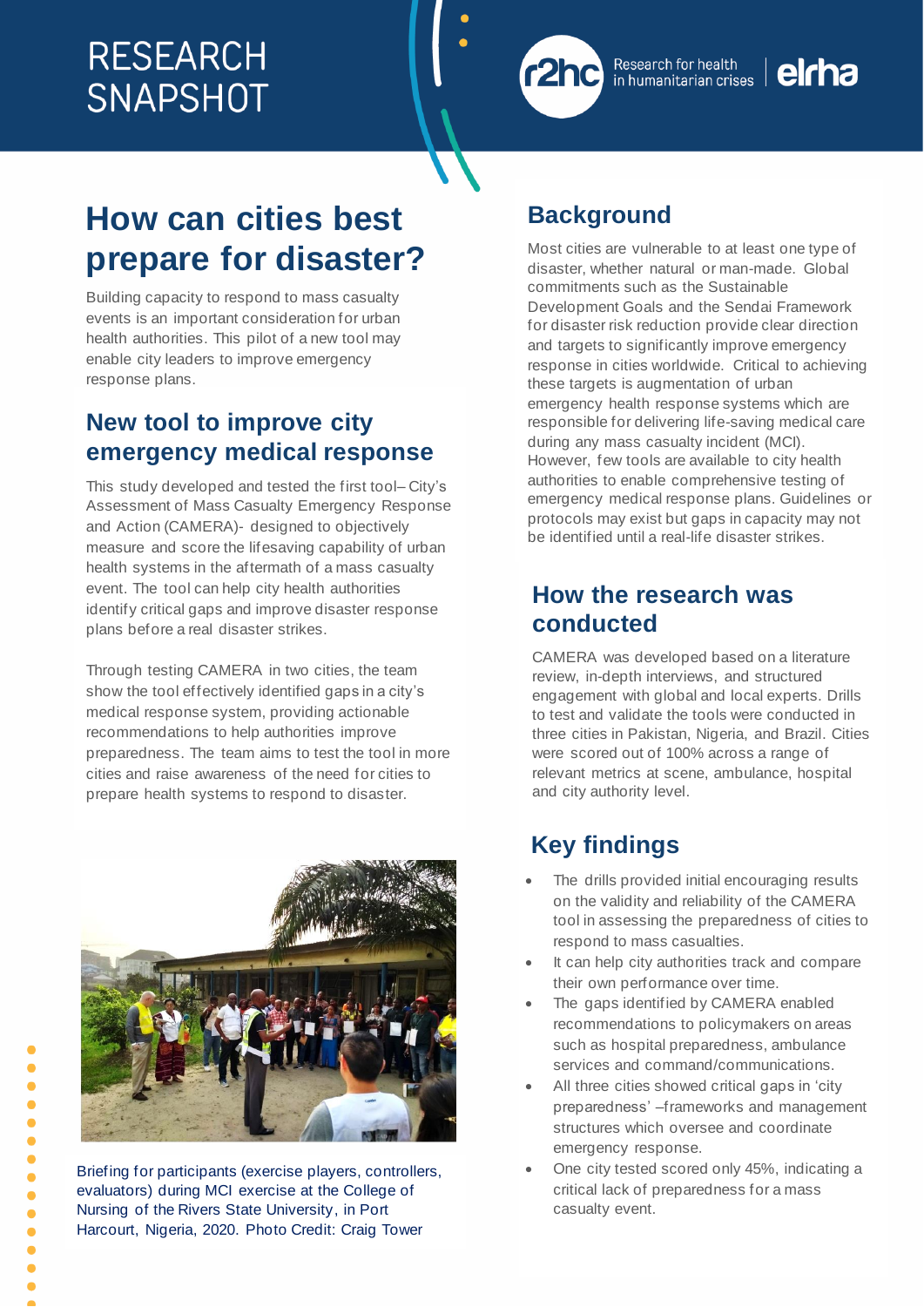RESEARCH SNAPSHOT

r2hc Research for health in humanitarian crises | elrha

# How can cities best prepare for disaster?

Building capacity to respond to mass casualty events is an important consideration for urban health authorities. This pilot of a new tool may enable city leaders to improve emergency response plans.

## New tool to improve city emergency medical response

This study developed and tested the first tool– City's Assessment of Mass Casualty Emergency Response and Action (CAMERA)- designed to objectively measure and score the lifesaving capability of urban health systems in the aftermath of a mass casualty event. The tool can help city health authorities identify critical gaps and improve disaster response plans before a real disaster strikes.

Through testing CAMERA in two cities, the team show the tool effectively identified gaps in a city's medical response system, providing actionable recommendations to help authorities improve preparedness. The team aims to test the tool in more cities and raise awareness of the need for cities to prepare health systems to respond to disaster.

Briefing for participants (exercise players, controllers, evaluators) during MCI exercise at the College of Nursing of the Rivers State University, in Port Harcourt, Nigeria, 2020. Photo Credit: Craig Tower

## Background

Most cities are vulnerable to at least one type of disaster, whether natural or man-made. Global commitments such as the Sustainable Development Goals and the Sendai Framework for disaster risk reduction provide clear direction and targets to significantly improve emergency response in cities worldwide. Critical to achieving these targets is augmentation of urban emergency health response systems which are responsible for delivering life-saving medical care during any mass casualty incident (MCI). However, few tools are available to city health authorities to enable comprehensive testing of emergency medical response plans. Guidelines or protocols may exist but gaps in capacity may not be identified until a real-life disaster strikes.

## How the research was conducted

CAMERA was developed based on a literature review, in-depth interviews, and structured engagement with global and local experts. Drills to test and validate the tools were conducted in three cities in Pakistan, Nigeria, and Brazil. Cities were scored out of 100% across a range of relevant metrics at scene, ambulance, hospital and city authority level.

## Key findings

- The drills provided initial encouraging results on the validity and reliability of the CAMERA tool in assessing the preparedness of cities to respond to mass casualties.
- It can help city authorities track and compare their own performance over time.
- The gaps identified by CAMERA enabled recommendations to policymakers on areas such as hospital preparedness, ambulance services and command/communications.
- All three cities showed critical gaps in 'city preparedness' –frameworks and management structures which oversee and coordinate emergency response.
- One city tested scored only 45%, indicating a critical lack of preparedness for a mass casualty event.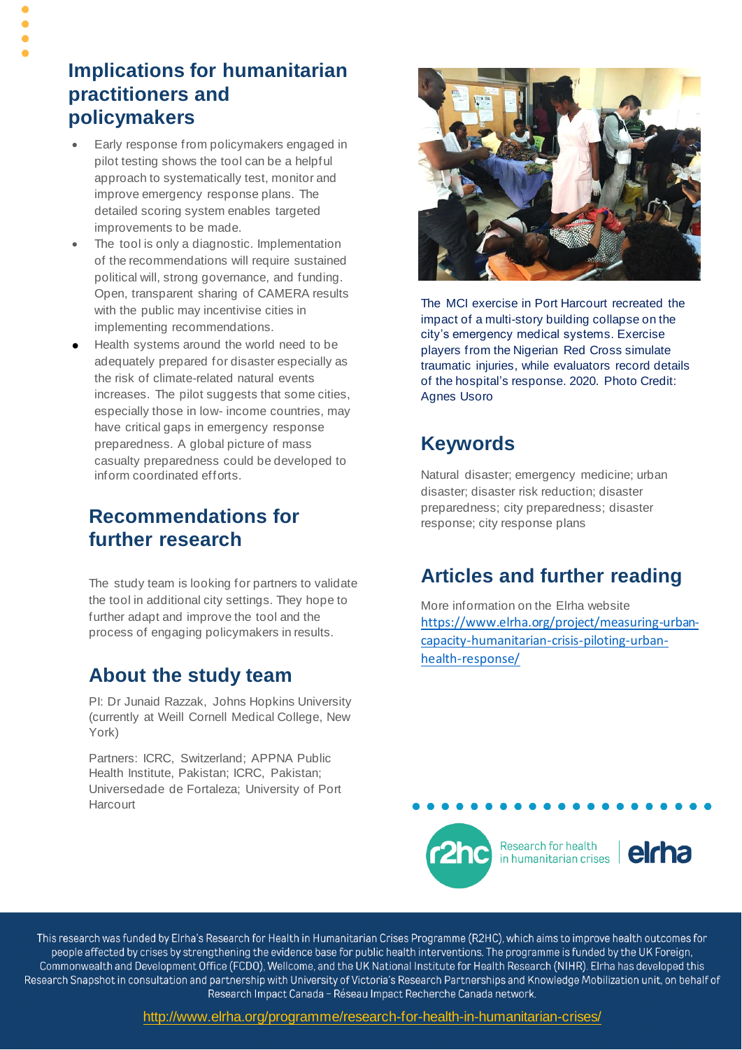## Implications for humanitarian practitioners and policymakers

- Early response from policymakers engaged in pilot testing shows the tool can be a helpful approach to systematically test, monitor and improve emergency response plans. The detailed scoring system enables targeted improvements to be made.
- The tool is only a diagnostic. Implementation of the recommendations will require sustained political will, strong governance, and funding. Open, transparent sharing of CAMERA results with the public may incentivise cities in implementing recommendations.
- Health systems around the world need to be adequately prepared for disaster especially as the risk of climate-related natural events increases. The pilot suggests that some cities, especially those in low- income countries, may have critical gaps in emergency response preparedness. A global picture of mass casualty preparedness could be developed to inform coordinated efforts.

## Recommendations for further research

The study team is looking for partners to validate the tool in additional city settings. They hope to further adapt and improve the tool and the process of engaging policymakers in results.

## About the study team

PI: Dr Junaid Razzak, Johns Hopkins University (currently at Weill Cornell Medical College, New York)

Partners: ICRC, Switzerland; APPNA Public Health Institute, Pakistan; ICRC, Pakistan; Universedade de Fortaleza; University of Port Harcourt

The MCI exercise in Port Harcourt recreated the impact of a multi-story building collapse on the city's emergency medical systems. Exercise players from the Nigerian Red Cross simulate traumatic injuries, while evaluators record details of the hospital's response. 2020. Photo Credit: Agnes Usoro

## Keywords

Natural disaster; emergency medicine; urban disaster; disaster risk reduction; disaster preparedness; city preparedness; disaster response; city response plans

## Articles and further reading

More information on the Elrha website
https://www.elrha.org/project/measuring-urban-capacity-humanitarian-crisis-piloting-urban-health-response/

r2hc Research for health in humanitarian crises | elrha

This research was funded by Elrha's Research for Health in Humanitarian Crises Programme (R2HC), which aims to improve health outcomes for people affected by crises by strengthening the evidence base for public health interventions. The programme is funded by the UK Foreign, Commonwealth and Development Office (FCDO), Wellcome, and the UK National Institute for Health Research (NIHR). Elrha has developed this Research Snapshot in consultation and partnership with University of Victoria's Research Partnerships and Knowledge Mobilization unit, on behalf of Research Impact Canada – Réseau Impact Recherche Canada network.

http://www.elrha.org/programme/research-for-health-in-humanitarian-crises/